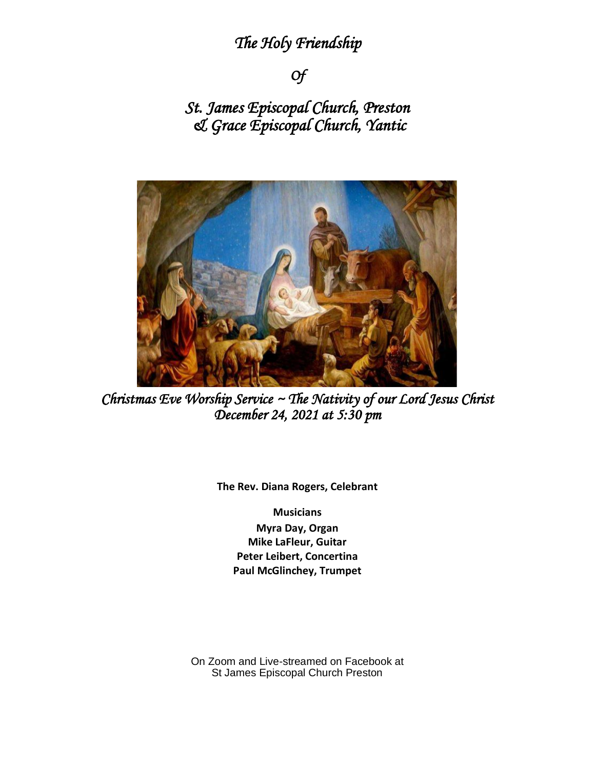# *The Holy Friendship*

## *Of*

## *St. James Episcopal Church, Preston & Grace Episcopal Church, Yantic*

*Christmas Eve Worship Service ~ The Nativity of our Lord Jesus Christ*
*December 24, 2021 at 5:30 pm*

**The Rev. Diana Rogers, Celebrant**

**Musicians**
**Myra Day, Organ**
**Mike LaFleur, Guitar**
**Peter Leibert, Concertina**
**Paul McGlinchey, Trumpet**

On Zoom and Live-streamed on Facebook at
St James Episcopal Church Preston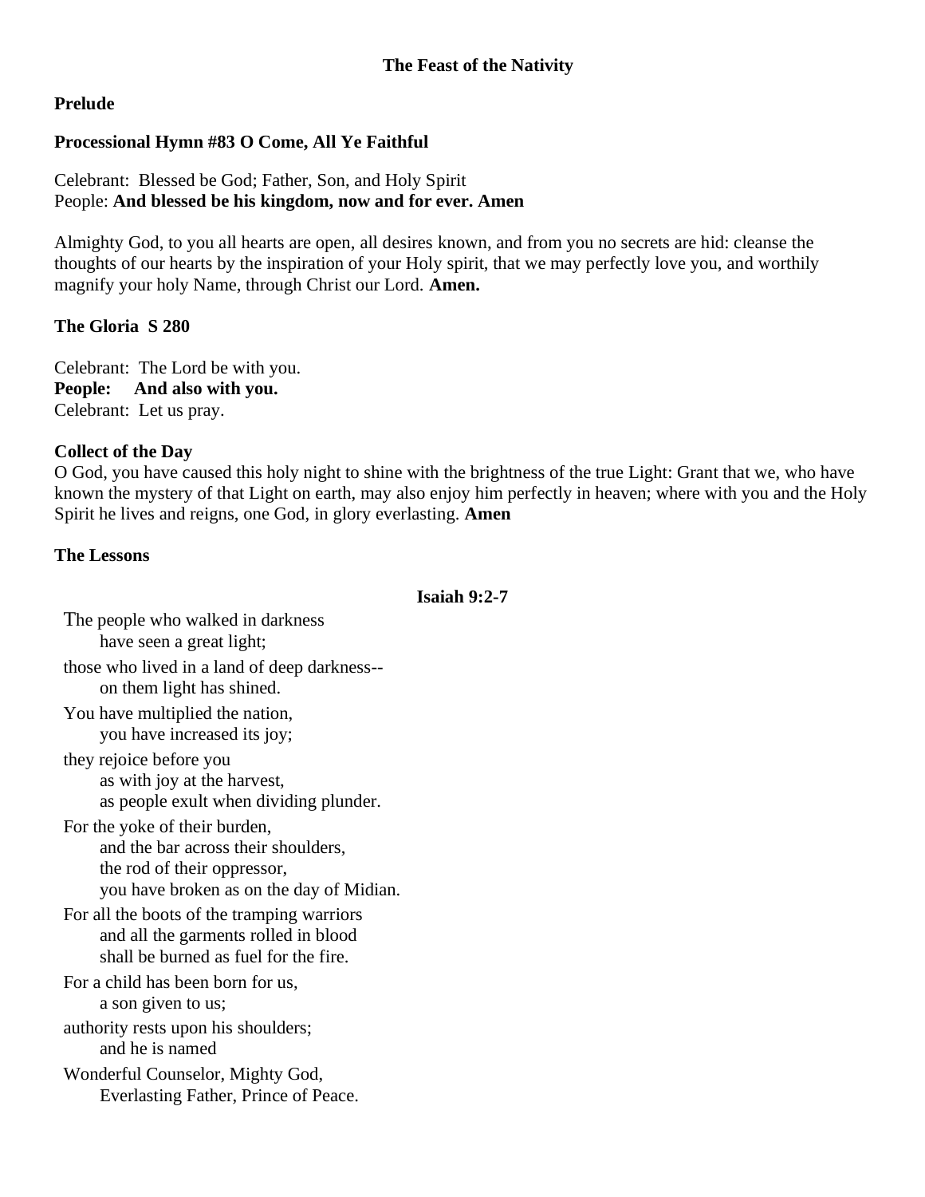# The Feast of the Nativity

**Prelude**

**Processional Hymn #83 O Come, All Ye Faithful**

Celebrant: Blessed be God; Father, Son, and Holy Spirit
People: **And blessed be his kingdom, now and for ever. Amen**

Almighty God, to you all hearts are open, all desires known, and from you no secrets are hid: cleanse the thoughts of our hearts by the inspiration of your Holy spirit, that we may perfectly love you, and worthily magnify your holy Name, through Christ our Lord. **Amen.**

**The Gloria S 280**

Celebrant: The Lord be with you.
**People: And also with you.**
Celebrant: Let us pray.

**Collect of the Day**
O God, you have caused this holy night to shine with the brightness of the true Light: Grant that we, who have known the mystery of that Light on earth, may also enjoy him perfectly in heaven; where with you and the Holy Spirit he lives and reigns, one God, in glory everlasting. **Amen**

**The Lessons**

**Isaiah 9:2-7**

The people who walked in darkness
  have seen a great light;
those who lived in a land of deep darkness--
  on them light has shined.
You have multiplied the nation,
  you have increased its joy;
they rejoice before you
  as with joy at the harvest,
  as people exult when dividing plunder.
For the yoke of their burden,
  and the bar across their shoulders,
  the rod of their oppressor,
  you have broken as on the day of Midian.
For all the boots of the tramping warriors
  and all the garments rolled in blood
  shall be burned as fuel for the fire.
For a child has been born for us,
  a son given to us;
authority rests upon his shoulders;
  and he is named
Wonderful Counselor, Mighty God,
  Everlasting Father, Prince of Peace.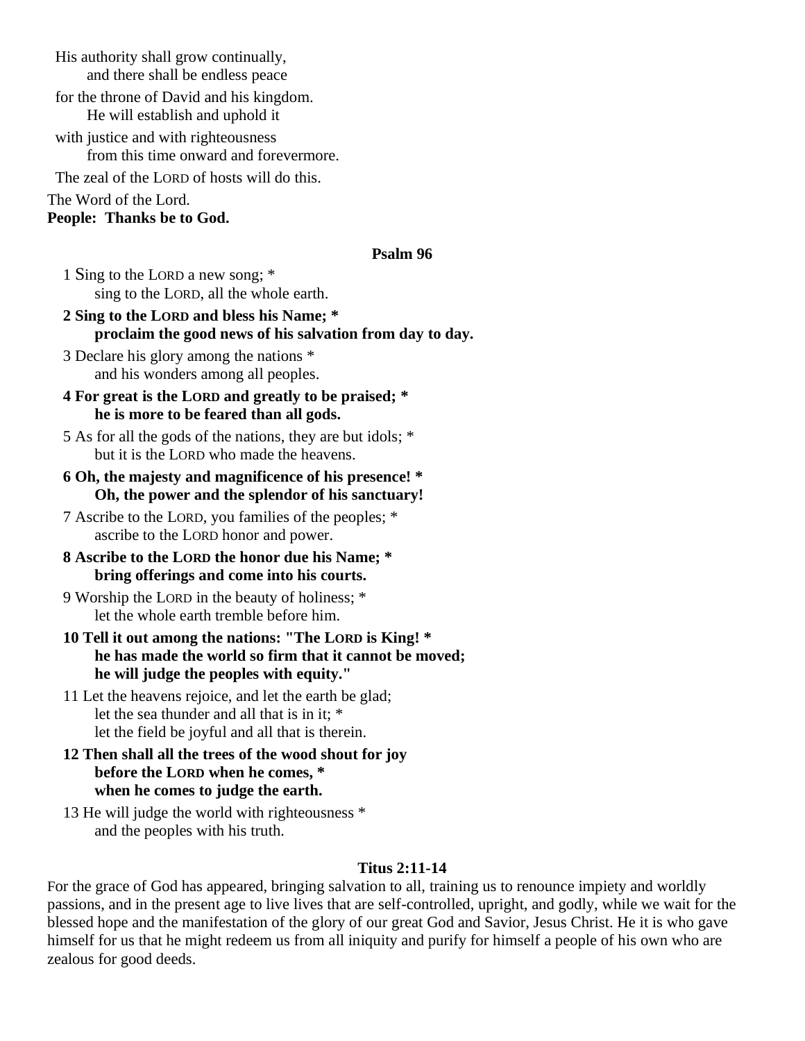His authority shall grow continually,
  and there shall be endless peace
for the throne of David and his kingdom.
  He will establish and uphold it
with justice and with righteousness
  from this time onward and forevermore.
The zeal of the LORD of hosts will do this.

The Word of the Lord.
**People: Thanks be to God.**

### Psalm 96

1 Sing to the LORD a new song; *
  sing to the LORD, all the whole earth.

**2 Sing to the LORD and bless his Name; ***
  **proclaim the good news of his salvation from day to day.**

3 Declare his glory among the nations *
  and his wonders among all peoples.

**4 For great is the LORD and greatly to be praised; ***
  **he is more to be feared than all gods.**

5 As for all the gods of the nations, they are but idols; *
  but it is the LORD who made the heavens.

**6 Oh, the majesty and magnificence of his presence! ***
  **Oh, the power and the splendor of his sanctuary!**

7 Ascribe to the LORD, you families of the peoples; *
  ascribe to the LORD honor and power.

**8 Ascribe to the LORD the honor due his Name; ***
  **bring offerings and come into his courts.**

9 Worship the LORD in the beauty of holiness; *
  let the whole earth tremble before him.

**10 Tell it out among the nations: "The LORD is King! ***
  **he has made the world so firm that it cannot be moved;**
  **he will judge the peoples with equity."**

11 Let the heavens rejoice, and let the earth be glad;
  let the sea thunder and all that is in it; *
  let the field be joyful and all that is therein.

**12 Then shall all the trees of the wood shout for joy**
  **before the LORD when he comes, ***
  **when he comes to judge the earth.**

13 He will judge the world with righteousness *
  and the peoples with his truth.

### Titus 2:11-14

For the grace of God has appeared, bringing salvation to all, training us to renounce impiety and worldly passions, and in the present age to live lives that are self-controlled, upright, and godly, while we wait for the blessed hope and the manifestation of the glory of our great God and Savior, Jesus Christ. He it is who gave himself for us that he might redeem us from all iniquity and purify for himself a people of his own who are zealous for good deeds.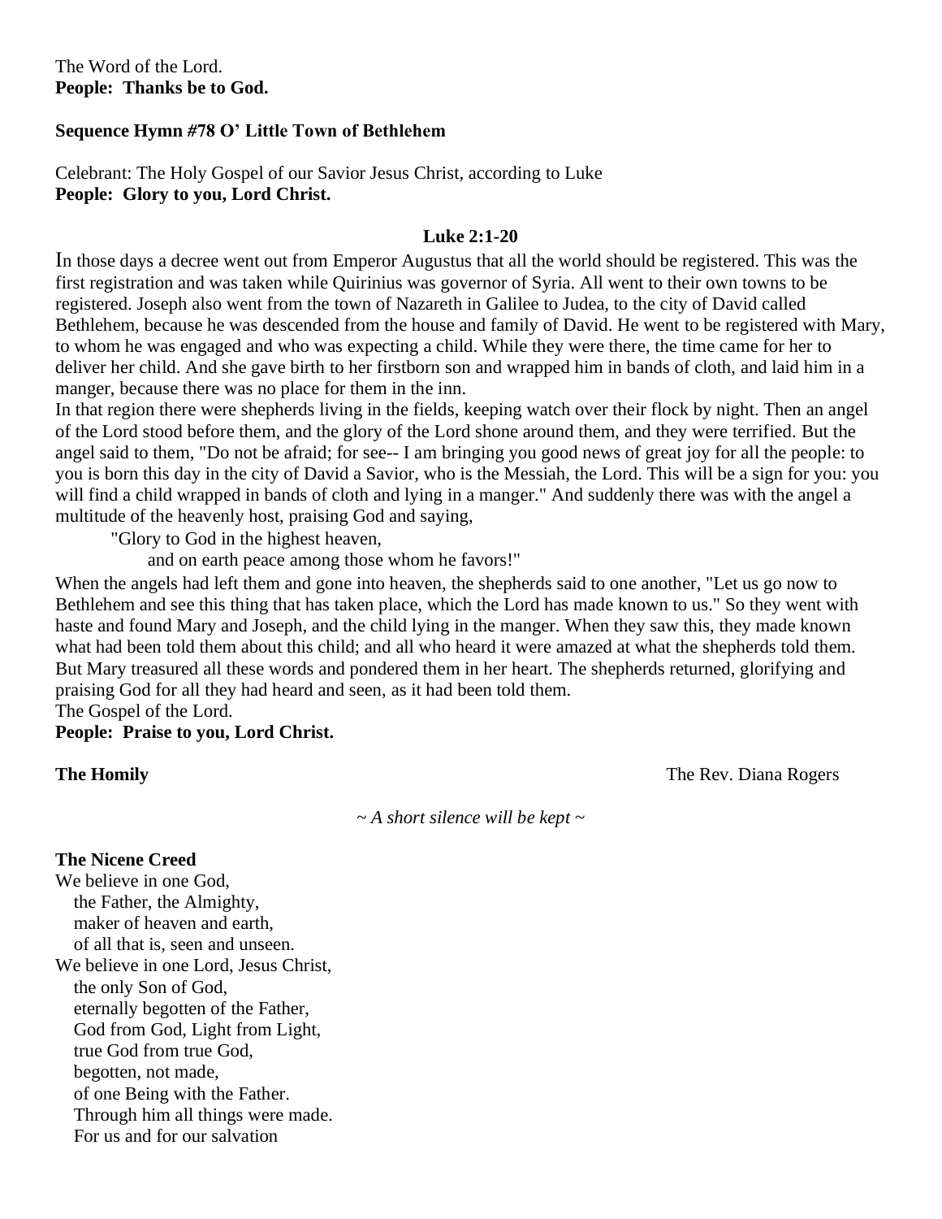The Word of the Lord.
**People: Thanks be to God.**

**Sequence Hymn #78 O' Little Town of Bethlehem**

Celebrant: The Holy Gospel of our Savior Jesus Christ, according to Luke
**People: Glory to you, Lord Christ.**

**Luke 2:1-20**

In those days a decree went out from Emperor Augustus that all the world should be registered. This was the first registration and was taken while Quirinius was governor of Syria. All went to their own towns to be registered. Joseph also went from the town of Nazareth in Galilee to Judea, to the city of David called Bethlehem, because he was descended from the house and family of David. He went to be registered with Mary, to whom he was engaged and who was expecting a child. While they were there, the time came for her to deliver her child. And she gave birth to her firstborn son and wrapped him in bands of cloth, and laid him in a manger, because there was no place for them in the inn.

In that region there were shepherds living in the fields, keeping watch over their flock by night. Then an angel of the Lord stood before them, and the glory of the Lord shone around them, and they were terrified. But the angel said to them, "Do not be afraid; for see-- I am bringing you good news of great joy for all the people: to you is born this day in the city of David a Savior, who is the Messiah, the Lord. This will be a sign for you: you will find a child wrapped in bands of cloth and lying in a manger." And suddenly there was with the angel a multitude of the heavenly host, praising God and saying,

"Glory to God in the highest heaven,
and on earth peace among those whom he favors!"

When the angels had left them and gone into heaven, the shepherds said to one another, "Let us go now to Bethlehem and see this thing that has taken place, which the Lord has made known to us." So they went with haste and found Mary and Joseph, and the child lying in the manger. When they saw this, they made known what had been told them about this child; and all who heard it were amazed at what the shepherds told them. But Mary treasured all these words and pondered them in her heart. The shepherds returned, glorifying and praising God for all they had heard and seen, as it had been told them.
The Gospel of the Lord.
**People: Praise to you, Lord Christ.**

**The Homily** The Rev. Diana Rogers

*~ A short silence will be kept ~*

**The Nicene Creed**

We believe in one God,
the Father, the Almighty,
maker of heaven and earth,
of all that is, seen and unseen.
We believe in one Lord, Jesus Christ,
the only Son of God,
eternally begotten of the Father,
God from God, Light from Light,
true God from true God,
begotten, not made,
of one Being with the Father.
Through him all things were made.
For us and for our salvation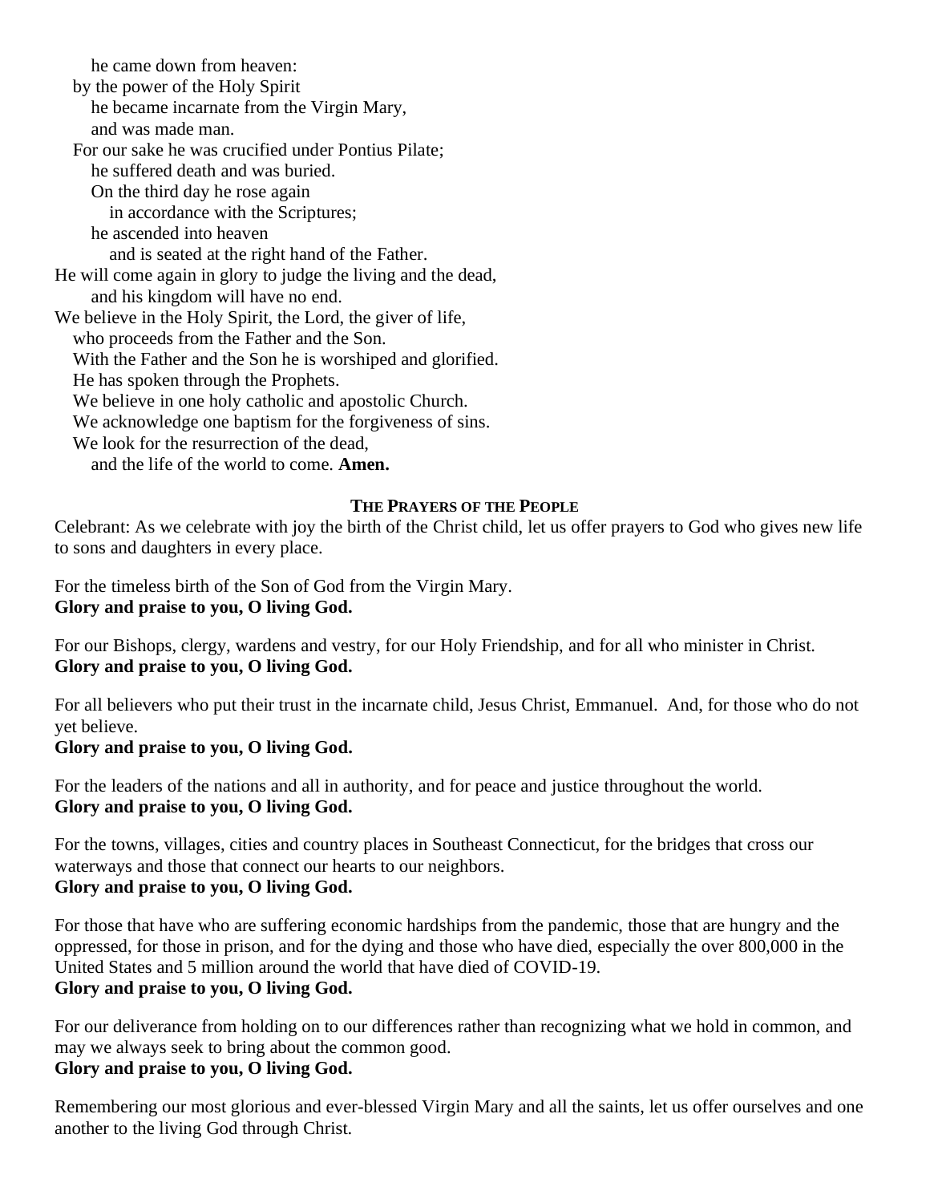he came down from heaven:  
by the power of the Holy Spirit  
he became incarnate from the Virgin Mary,  
and was made man.  
For our sake he was crucified under Pontius Pilate;  
he suffered death and was buried.  
On the third day he rose again  
in accordance with the Scriptures;  
he ascended into heaven  
and is seated at the right hand of the Father.  
He will come again in glory to judge the living and the dead,  
and his kingdom will have no end.  
We believe in the Holy Spirit, the Lord, the giver of life,  
who proceeds from the Father and the Son.  
With the Father and the Son he is worshiped and glorified.  
He has spoken through the Prophets.  
We believe in one holy catholic and apostolic Church.  
We acknowledge one baptism for the forgiveness of sins.  
We look for the resurrection of the dead,  
and the life of the world to come. **Amen.**

## THE PRAYERS OF THE PEOPLE

Celebrant: As we celebrate with joy the birth of the Christ child, let us offer prayers to God who gives new life to sons and daughters in every place.

For the timeless birth of the Son of God from the Virgin Mary.  
**Glory and praise to you, O living God.**

For our Bishops, clergy, wardens and vestry, for our Holy Friendship, and for all who minister in Christ.  
**Glory and praise to you, O living God.**

For all believers who put their trust in the incarnate child, Jesus Christ, Emmanuel. And, for those who do not yet believe.  
**Glory and praise to you, O living God.**

For the leaders of the nations and all in authority, and for peace and justice throughout the world.  
**Glory and praise to you, O living God.**

For the towns, villages, cities and country places in Southeast Connecticut, for the bridges that cross our waterways and those that connect our hearts to our neighbors.  
**Glory and praise to you, O living God.**

For those that have who are suffering economic hardships from the pandemic, those that are hungry and the oppressed, for those in prison, and for the dying and those who have died, especially the over 800,000 in the United States and 5 million around the world that have died of COVID-19.  
**Glory and praise to you, O living God.**

For our deliverance from holding on to our differences rather than recognizing what we hold in common, and may we always seek to bring about the common good.  
**Glory and praise to you, O living God.**

Remembering our most glorious and ever-blessed Virgin Mary and all the saints, let us offer ourselves and one another to the living God through Christ.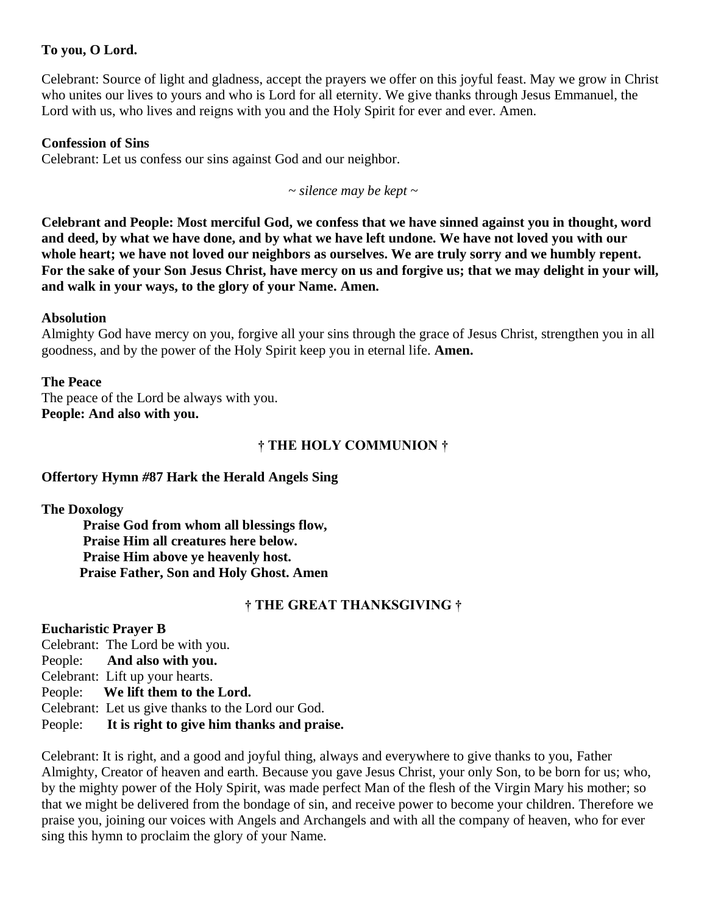**To you, O Lord.**

Celebrant: Source of light and gladness, accept the prayers we offer on this joyful feast. May we grow in Christ who unites our lives to yours and who is Lord for all eternity. We give thanks through Jesus Emmanuel, the Lord with us, who lives and reigns with you and the Holy Spirit for ever and ever. Amen.

**Confession of Sins**
Celebrant: Let us confess our sins against God and our neighbor.

*~ silence may be kept ~*

**Celebrant and People: Most merciful God, we confess that we have sinned against you in thought, word and deed, by what we have done, and by what we have left undone. We have not loved you with our whole heart; we have not loved our neighbors as ourselves. We are truly sorry and we humbly repent. For the sake of your Son Jesus Christ, have mercy on us and forgive us; that we may delight in your will, and walk in your ways, to the glory of your Name. Amen.**

**Absolution**
Almighty God have mercy on you, forgive all your sins through the grace of Jesus Christ, strengthen you in all goodness, and by the power of the Holy Spirit keep you in eternal life. **Amen.**

**The Peace**
The peace of the Lord be always with you.
**People: And also with you.**

## † THE HOLY COMMUNION †

**Offertory Hymn #87 Hark the Herald Angels Sing**

**The Doxology**

> **Praise God from whom all blessings flow,**
> **Praise Him all creatures here below.**
> **Praise Him above ye heavenly host.**
> **Praise Father, Son and Holy Ghost. Amen**

## † THE GREAT THANKSGIVING †

**Eucharistic Prayer B**
Celebrant: The Lord be with you.
People: **And also with you.**
Celebrant: Lift up your hearts.
People: **We lift them to the Lord.**
Celebrant: Let us give thanks to the Lord our God.
People: **It is right to give him thanks and praise.**

Celebrant: It is right, and a good and joyful thing, always and everywhere to give thanks to you, Father Almighty, Creator of heaven and earth. Because you gave Jesus Christ, your only Son, to be born for us; who, by the mighty power of the Holy Spirit, was made perfect Man of the flesh of the Virgin Mary his mother; so that we might be delivered from the bondage of sin, and receive power to become your children. Therefore we praise you, joining our voices with Angels and Archangels and with all the company of heaven, who for ever sing this hymn to proclaim the glory of your Name.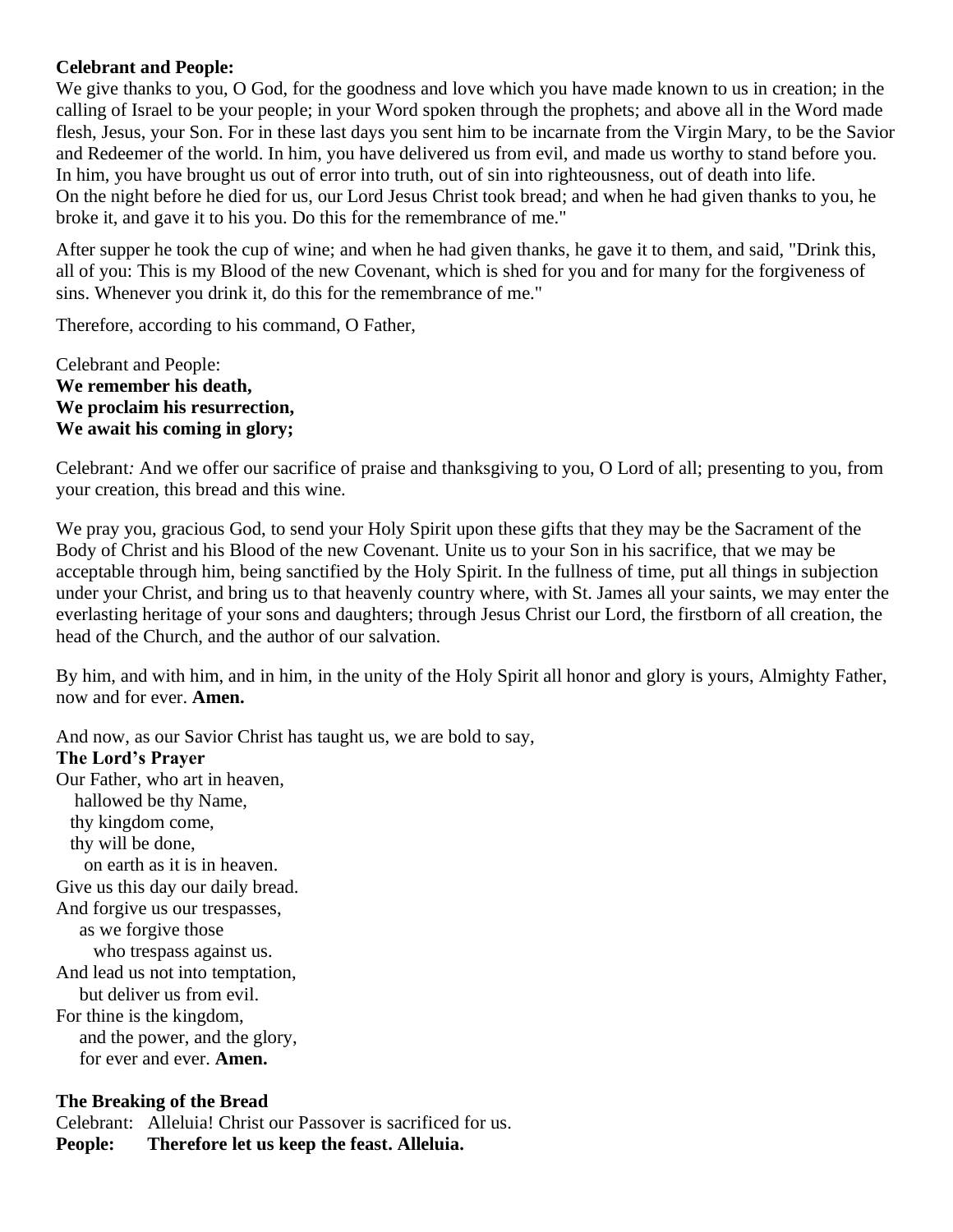**Celebrant and People:**

We give thanks to you, O God, for the goodness and love which you have made known to us in creation; in the calling of Israel to be your people; in your Word spoken through the prophets; and above all in the Word made flesh, Jesus, your Son. For in these last days you sent him to be incarnate from the Virgin Mary, to be the Savior and Redeemer of the world. In him, you have delivered us from evil, and made us worthy to stand before you. In him, you have brought us out of error into truth, out of sin into righteousness, out of death into life. On the night before he died for us, our Lord Jesus Christ took bread; and when he had given thanks to you, he broke it, and gave it to his you. Do this for the remembrance of me."

After supper he took the cup of wine; and when he had given thanks, he gave it to them, and said, "Drink this, all of you: This is my Blood of the new Covenant, which is shed for you and for many for the forgiveness of sins. Whenever you drink it, do this for the remembrance of me."

Therefore, according to his command, O Father,

Celebrant and People:
**We remember his death,**
**We proclaim his resurrection,**
**We await his coming in glory;**

Celebrant*:* And we offer our sacrifice of praise and thanksgiving to you, O Lord of all; presenting to you, from your creation, this bread and this wine.

We pray you, gracious God, to send your Holy Spirit upon these gifts that they may be the Sacrament of the Body of Christ and his Blood of the new Covenant. Unite us to your Son in his sacrifice, that we may be acceptable through him, being sanctified by the Holy Spirit. In the fullness of time, put all things in subjection under your Christ, and bring us to that heavenly country where, with St. James all your saints, we may enter the everlasting heritage of your sons and daughters; through Jesus Christ our Lord, the firstborn of all creation, the head of the Church, and the author of our salvation.

By him, and with him, and in him, in the unity of the Holy Spirit all honor and glory is yours, Almighty Father, now and for ever. **Amen.**

And now, as our Savior Christ has taught us, we are bold to say,

**The Lord's Prayer**

Our Father, who art in heaven,
hallowed be thy Name,
thy kingdom come,
thy will be done,
on earth as it is in heaven.
Give us this day our daily bread.
And forgive us our trespasses,
as we forgive those
who trespass against us.
And lead us not into temptation,
but deliver us from evil.
For thine is the kingdom,
and the power, and the glory,
for ever and ever. **Amen.**

**The Breaking of the Bread**

Celebrant: Alleluia! Christ our Passover is sacrificed for us.
**People: Therefore let us keep the feast. Alleluia.**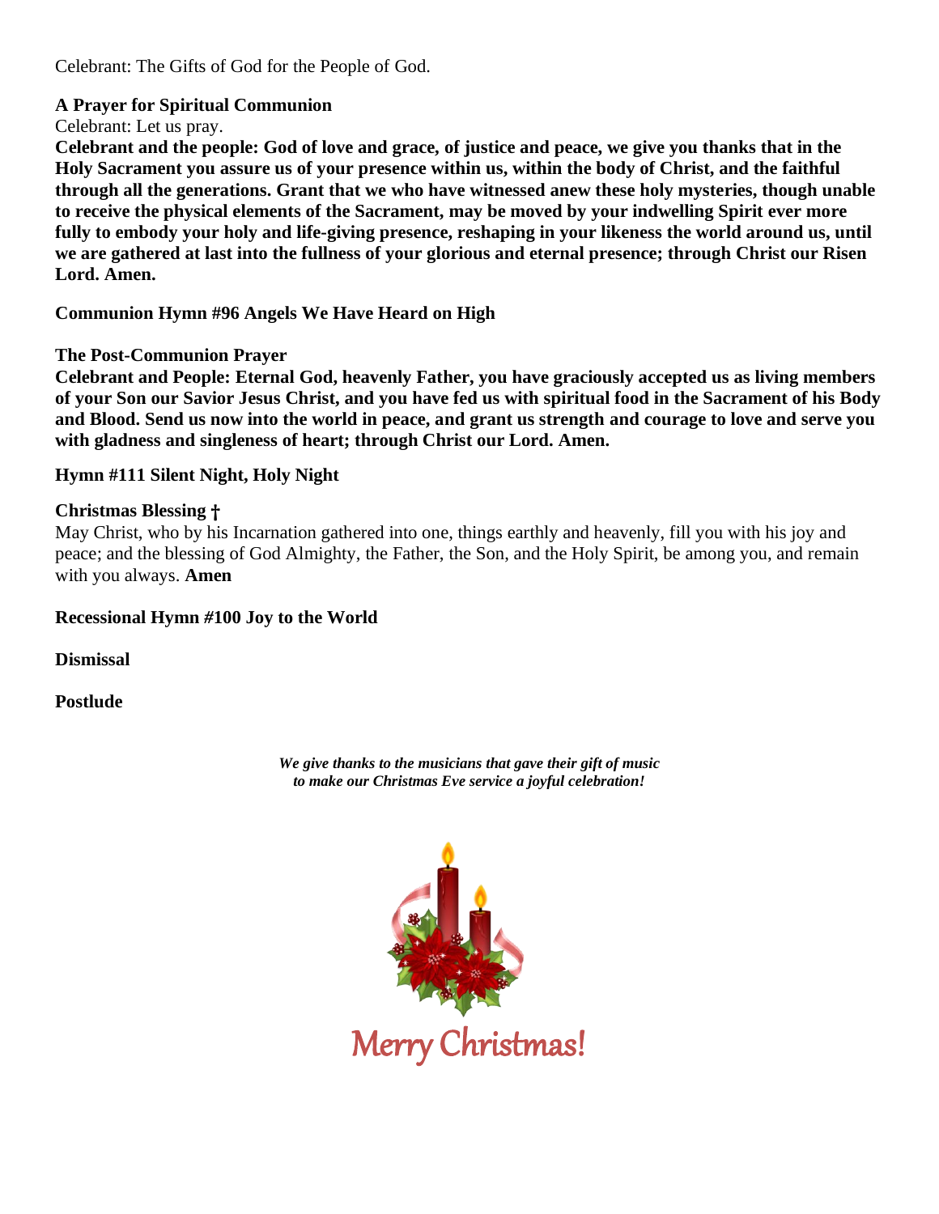Celebrant: The Gifts of God for the People of God.

**A Prayer for Spiritual Communion**
Celebrant: Let us pray.
**Celebrant and the people: God of love and grace, of justice and peace, we give you thanks that in the Holy Sacrament you assure us of your presence within us, within the body of Christ, and the faithful through all the generations. Grant that we who have witnessed anew these holy mysteries, though unable to receive the physical elements of the Sacrament, may be moved by your indwelling Spirit ever more fully to embody your holy and life-giving presence, reshaping in your likeness the world around us, until we are gathered at last into the fullness of your glorious and eternal presence; through Christ our Risen Lord. Amen.**

**Communion Hymn #96 Angels We Have Heard on High**

**The Post-Communion Prayer**
**Celebrant and People: Eternal God, heavenly Father, you have graciously accepted us as living members of your Son our Savior Jesus Christ, and you have fed us with spiritual food in the Sacrament of his Body and Blood. Send us now into the world in peace, and grant us strength and courage to love and serve you with gladness and singleness of heart; through Christ our Lord. Amen.**

**Hymn #111 Silent Night, Holy Night**

**Christmas Blessing †**
May Christ, who by his Incarnation gathered into one, things earthly and heavenly, fill you with his joy and peace; and the blessing of God Almighty, the Father, the Son, and the Holy Spirit, be among you, and remain with you always. **Amen**

**Recessional Hymn #100 Joy to the World**

**Dismissal**

**Postlude**

***We give thanks to the musicians that gave their gift of music to make our Christmas Eve service a joyful celebration!***

Merry Christmas!